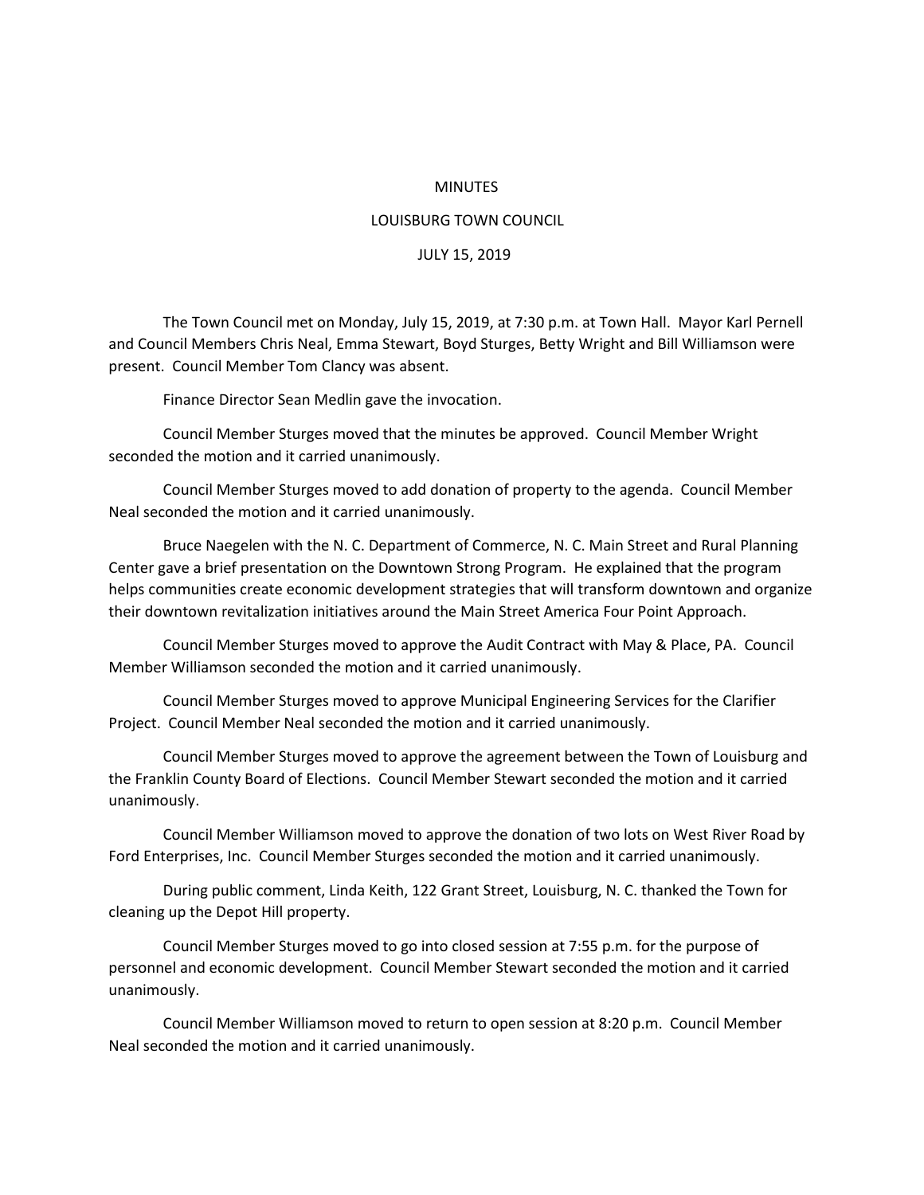# MINUTES

## LOUISBURG TOWN COUNCIL

## JULY 15, 2019

The Town Council met on Monday, July 15, 2019, at 7:30 p.m. at Town Hall. Mayor Karl Pernell and Council Members Chris Neal, Emma Stewart, Boyd Sturges, Betty Wright and Bill Williamson were present. Council Member Tom Clancy was absent.

Finance Director Sean Medlin gave the invocation.

Council Member Sturges moved that the minutes be approved. Council Member Wright seconded the motion and it carried unanimously.

Council Member Sturges moved to add donation of property to the agenda. Council Member Neal seconded the motion and it carried unanimously.

Bruce Naegelen with the N. C. Department of Commerce, N. C. Main Street and Rural Planning Center gave a brief presentation on the Downtown Strong Program. He explained that the program helps communities create economic development strategies that will transform downtown and organize their downtown revitalization initiatives around the Main Street America Four Point Approach.

Council Member Sturges moved to approve the Audit Contract with May & Place, PA. Council Member Williamson seconded the motion and it carried unanimously.

Council Member Sturges moved to approve Municipal Engineering Services for the Clarifier Project. Council Member Neal seconded the motion and it carried unanimously.

Council Member Sturges moved to approve the agreement between the Town of Louisburg and the Franklin County Board of Elections. Council Member Stewart seconded the motion and it carried unanimously.

Council Member Williamson moved to approve the donation of two lots on West River Road by Ford Enterprises, Inc. Council Member Sturges seconded the motion and it carried unanimously.

During public comment, Linda Keith, 122 Grant Street, Louisburg, N. C. thanked the Town for cleaning up the Depot Hill property.

Council Member Sturges moved to go into closed session at 7:55 p.m. for the purpose of personnel and economic development. Council Member Stewart seconded the motion and it carried unanimously.

Council Member Williamson moved to return to open session at 8:20 p.m. Council Member Neal seconded the motion and it carried unanimously.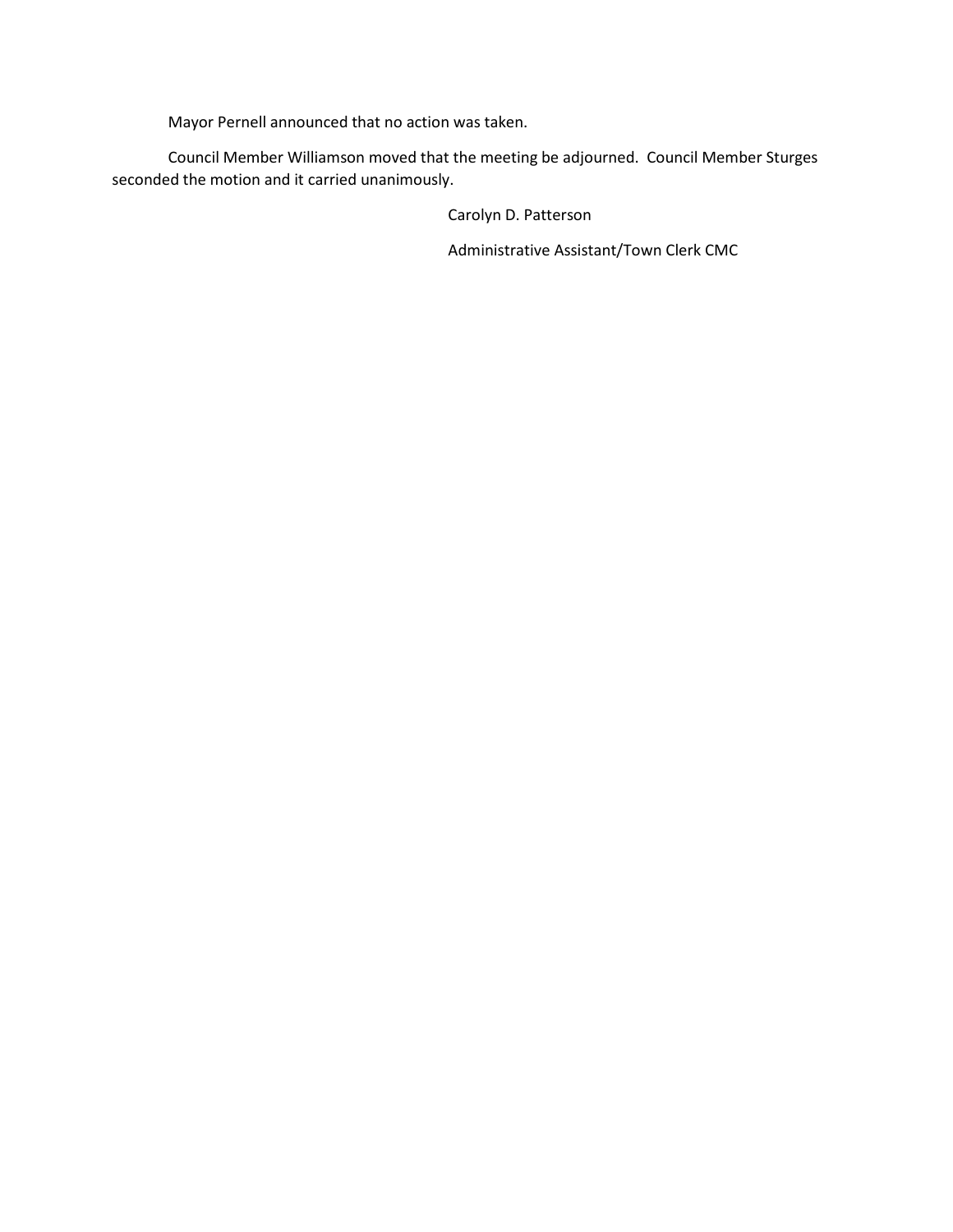Mayor Pernell announced that no action was taken.

Council Member Williamson moved that the meeting be adjourned. Council Member Sturges seconded the motion and it carried unanimously.

Carolyn D. Patterson

Administrative Assistant/Town Clerk CMC